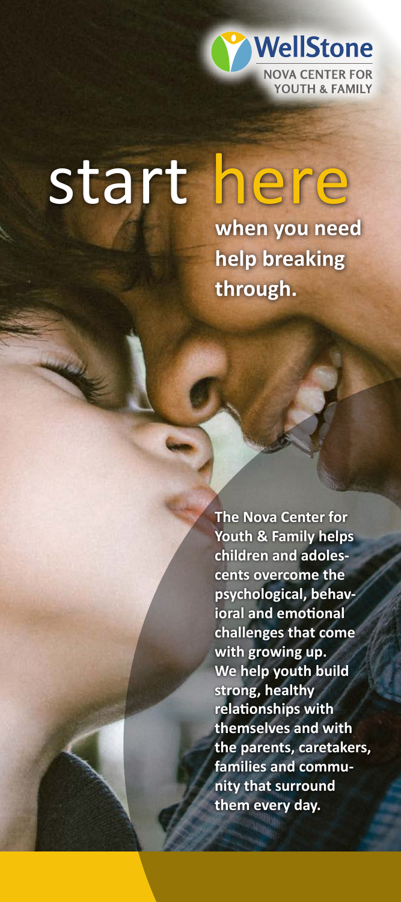WellStone

NOVA CENTER FOR YOUTH & FAMILY

# start here

**when you need help breaking through.**

**The Nova Center for Youth & Family helps children and adolescents overcome the psychological, behavioral and emotional challenges that come with growing up. We help youth build strong, healthy relationships with themselves and with the parents, caretakers, families and community that surround them every day.**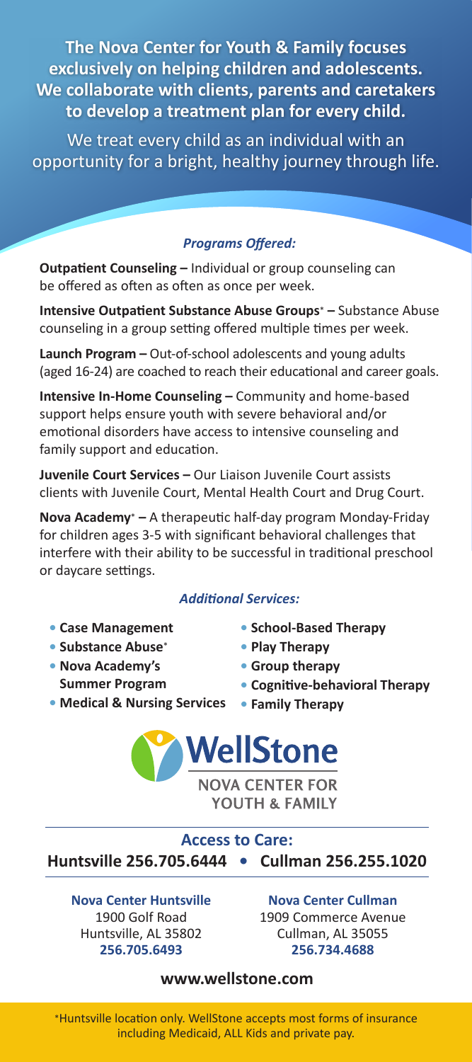**The Nova Center for Youth & Family focuses exclusively on helping children and adolescents. We collaborate with clients, parents and caretakers to develop a treatment plan for every child.**

We treat every child as an individual with an opportunity for a bright, healthy journey through life.

### *Programs Offered:*

**Outpatient Counseling –** Individual or group counseling can be offered as often as often as once per week.

**Intensive Outpatient Substance Abuse Groups* –** Substance Abuse counseling in a group setting offered multiple times per week.

**Launch Program –** Out-of-school adolescents and young adults (aged 16-24) are coached to reach their educational and career goals.

**Intensive In-Home Counseling –** Community and home-based support helps ensure youth with severe behavioral and/or emotional disorders have access to intensive counseling and family support and education.

**Juvenile Court Services –** Our Liaison Juvenile Court assists clients with Juvenile Court, Mental Health Court and Drug Court.

**Nova Academy* –** A therapeutic half-day program Monday-Friday for children ages 3-5 with significant behavioral challenges that interfere with their ability to be successful in traditional preschool or daycare settings.

### *Additional Services:*

- **Case Management**
- **Substance Abuse***
- **Nova Academy's Summer Program**
- **Medical & Nursing Services**
- **School-Based Therapy**
- **Play Therapy**
- **Group therapy**
- **Cognitive-behavioral Therapy**
- **Family Therapy**

WellStone

NOVA CENTER FOR YOUTH & FAMILY

## Access to Care:

**Huntsville 256.705.6444 • Cullman 256.255.1020**

**Nova Center Huntsville**
1900 Golf Road
Huntsville, AL 35802
**256.705.6493**

**Nova Center Cullman**
1909 Commerce Avenue
Cullman, AL 35055
**256.734.4688**

**www.wellstone.com**

*Huntsville location only. WellStone accepts most forms of insurance including Medicaid, ALL Kids and private pay.